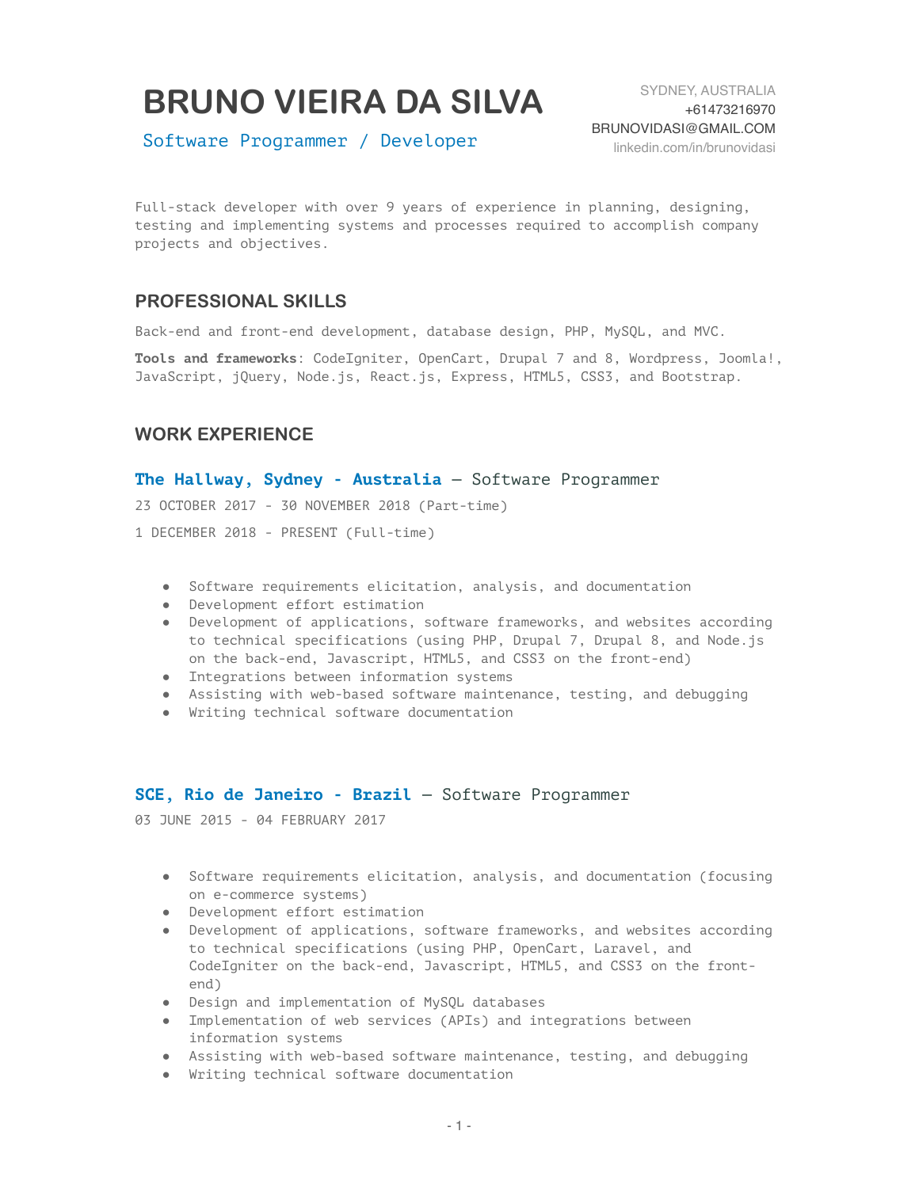# BRUNO VIEIRA DA SILVA

Software Programmer / Developer

SYDNEY, AUSTRALIA
+61473216970
BRUNOVIDASI@GMAIL.COM
linkedin.com/in/brunovidasi

Full-stack developer with over 9 years of experience in planning, designing, testing and implementing systems and processes required to accomplish company projects and objectives.

## PROFESSIONAL SKILLS

Back-end and front-end development, database design, PHP, MySQL, and MVC.

**Tools and frameworks**: CodeIgniter, OpenCart, Drupal 7 and 8, Wordpress, Joomla!, JavaScript, jQuery, Node.js, React.js, Express, HTML5, CSS3, and Bootstrap.

## WORK EXPERIENCE

### **The Hallway, Sydney - Australia** — Software Programmer

23 OCTOBER 2017 - 30 NOVEMBER 2018 (Part-time)

1 DECEMBER 2018 - PRESENT (Full-time)

- Software requirements elicitation, analysis, and documentation
- Development effort estimation
- Development of applications, software frameworks, and websites according to technical specifications (using PHP, Drupal 7, Drupal 8, and Node.js on the back-end, Javascript, HTML5, and CSS3 on the front-end)
- Integrations between information systems
- Assisting with web-based software maintenance, testing, and debugging
- Writing technical software documentation

### **SCE, Rio de Janeiro - Brazil** — Software Programmer

03 JUNE 2015 - 04 FEBRUARY 2017

- Software requirements elicitation, analysis, and documentation (focusing on e-commerce systems)
- Development effort estimation
- Development of applications, software frameworks, and websites according to technical specifications (using PHP, OpenCart, Laravel, and CodeIgniter on the back-end, Javascript, HTML5, and CSS3 on the front-end)
- Design and implementation of MySQL databases
- Implementation of web services (APIs) and integrations between information systems
- Assisting with web-based software maintenance, testing, and debugging
- Writing technical software documentation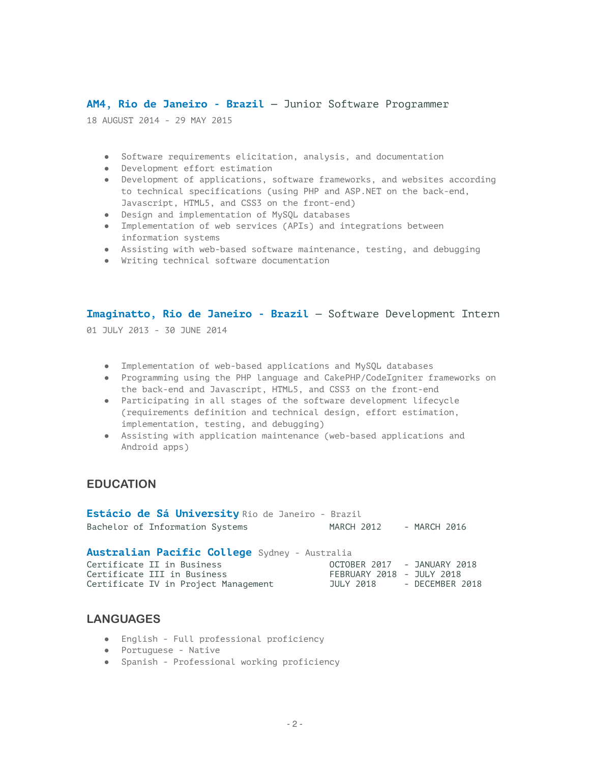### **AM4, Rio de Janeiro - Brazil** — Junior Software Programmer

18 AUGUST 2014 - 29 MAY 2015

- Software requirements elicitation, analysis, and documentation
- Development effort estimation
- Development of applications, software frameworks, and websites according to technical specifications (using PHP and ASP.NET on the back-end, Javascript, HTML5, and CSS3 on the front-end)
- Design and implementation of MySQL databases
- Implementation of web services (APIs) and integrations between information systems
- Assisting with web-based software maintenance, testing, and debugging
- Writing technical software documentation

### **Imaginatto, Rio de Janeiro - Brazil** — Software Development Intern

01 JULY 2013 - 30 JUNE 2014

- Implementation of web-based applications and MySQL databases
- Programming using the PHP language and CakePHP/CodeIgniter frameworks on the back-end and Javascript, HTML5, and CSS3 on the front-end
- Participating in all stages of the software development lifecycle (requirements definition and technical design, effort estimation, implementation, testing, and debugging)
- Assisting with application maintenance (web-based applications and Android apps)

## EDUCATION

**Estácio de Sá University** Rio de Janeiro - Brazil

| | |
|---|---|
| Bachelor of Information Systems | MARCH 2012 - MARCH 2016 |

**Australian Pacific College** Sydney - Australia

| | |
|---|---|
| Certificate II in Business | OCTOBER 2017 - JANUARY 2018 |
| Certificate III in Business | FEBRUARY 2018 - JULY 2018 |
| Certificate IV in Project Management | JULY 2018 - DECEMBER 2018 |

## LANGUAGES

- English - Full professional proficiency
- Portuguese - Native
- Spanish - Professional working proficiency